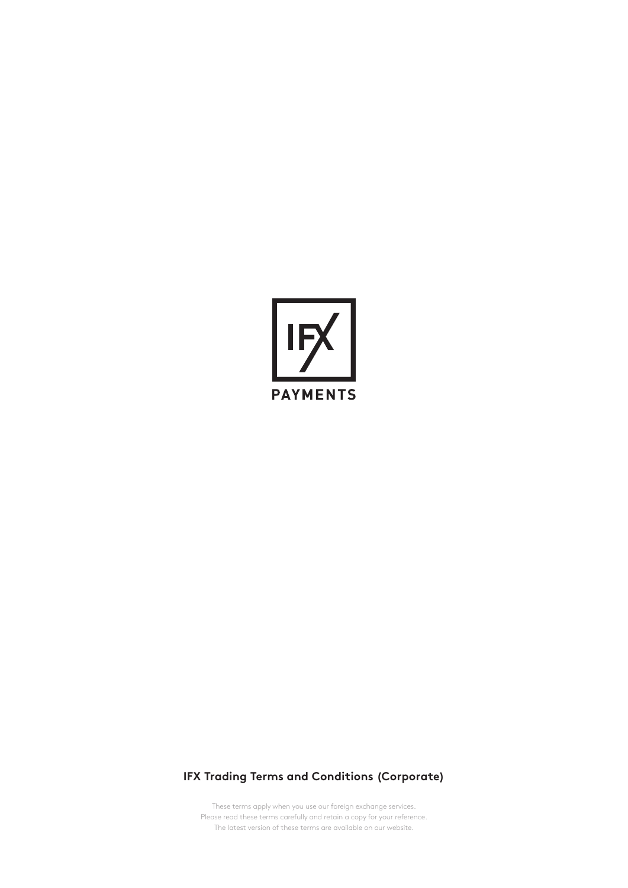IFX

PAYMENTS

# IFX Trading Terms and Conditions (Corporate)

These terms apply when you use our foreign exchange services.
Please read these terms carefully and retain a copy for your reference.
The latest version of these terms are available on our website.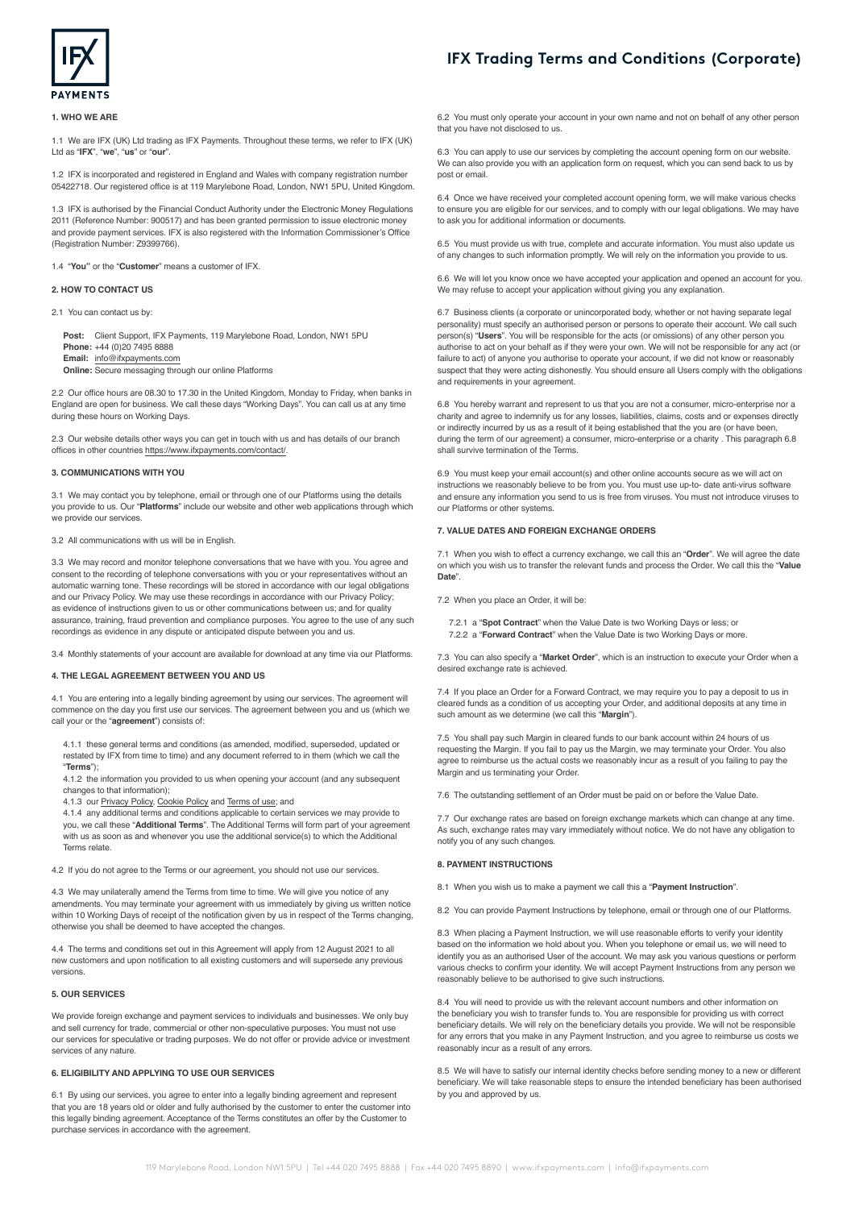# IFX Trading Terms and Conditions (Corporate)

## 1. WHO WE ARE

1.1 We are IFX (UK) Ltd trading as IFX Payments. Throughout these terms, we refer to IFX (UK) Ltd as "**IFX**", "**we**", "**us**" or "**our**".

1.2 IFX is incorporated and registered in England and Wales with company registration number 05422718. Our registered office is at 119 Marylebone Road, London, NW1 5PU, United Kingdom.

1.3 IFX is authorised by the Financial Conduct Authority under the Electronic Money Regulations 2011 (Reference Number: 900517) and has been granted permission to issue electronic money and provide payment services. IFX is also registered with the Information Commissioner's Office (Registration Number: Z9399766).

1.4 "**You**" or the "**Customer**" means a customer of IFX.

## 2. HOW TO CONTACT US

2.1 You can contact us by:

**Post:** Client Support, IFX Payments, 119 Marylebone Road, London, NW1 5PU
**Phone:** +44 (0)20 7495 8888
**Email:** info@ifxpayments.com
**Online:** Secure messaging through our online Platforms

2.2 Our office hours are 08.30 to 17.30 in the United Kingdom, Monday to Friday, when banks in England are open for business. We call these days "Working Days". You can call us at any time during these hours on Working Days.

2.3 Our website details other ways you can get in touch with us and has details of our branch offices in other countries https://www.ifxpayments.com/contact/.

## 3. COMMUNICATIONS WITH YOU

3.1 We may contact you by telephone, email or through one of our Platforms using the details you provide to us. Our "**Platforms**" include our website and other web applications through which we provide our services.

3.2 All communications with us will be in English.

3.3 We may record and monitor telephone conversations that we have with you. You agree and consent to the recording of telephone conversations with you or your representatives without an automatic warning tone. These recordings will be stored in accordance with our legal obligations and our Privacy Policy. We may use these recordings in accordance with our Privacy Policy; as evidence of instructions given to us or other communications between us; and for quality assurance, training, fraud prevention and compliance purposes. You agree to the use of any such recordings as evidence in any dispute or anticipated dispute between you and us.

3.4 Monthly statements of your account are available for download at any time via our Platforms.

## 4. THE LEGAL AGREEMENT BETWEEN YOU AND US

4.1 You are entering into a legally binding agreement by using our services. The agreement will commence on the day you first use our services. The agreement between you and us (which we call your or the "**agreement**") consists of:

4.1.1 these general terms and conditions (as amended, modified, superseded, updated or restated by IFX from time to time) and any document referred to in them (which we call the "**Terms**");

4.1.2 the information you provided to us when opening your account (and any subsequent changes to that information);

4.1.3 our Privacy Policy, Cookie Policy and Terms of use; and

4.1.4 any additional terms and conditions applicable to certain services we may provide to you, we call these "**Additional Terms**". The Additional Terms will form part of your agreement with us as soon as and whenever you use the additional service(s) to which the Additional Terms relate.

4.2 If you do not agree to the Terms or our agreement, you should not use our services.

4.3 We may unilaterally amend the Terms from time to time. We will give you notice of any amendments. You may terminate your agreement with us immediately by giving us written notice within 10 Working Days of receipt of the notification given by us in respect of the Terms changing, otherwise you shall be deemed to have accepted the changes.

4.4 The terms and conditions set out in this Agreement will apply from 12 August 2021 to all new customers and upon notification to all existing customers and will supersede any previous versions.

## 5. OUR SERVICES

We provide foreign exchange and payment services to individuals and businesses. We only buy and sell currency for trade, commercial or other non-speculative purposes. You must not use our services for speculative or trading purposes. We do not offer or provide advice or investment services of any nature.

## 6. ELIGIBILITY AND APPLYING TO USE OUR SERVICES

6.1 By using our services, you agree to enter into a legally binding agreement and represent that you are 18 years old or older and fully authorised by the customer to enter the customer into this legally binding agreement. Acceptance of the Terms constitutes an offer by the Customer to purchase services in accordance with the agreement.

6.2 You must only operate your account in your own name and not on behalf of any other person that you have not disclosed to us.

6.3 You can apply to use our services by completing the account opening form on our website. We can also provide you with an application form on request, which you can send back to us by post or email.

6.4 Once we have received your completed account opening form, we will make various checks to ensure you are eligible for our services, and to comply with our legal obligations. We may have to ask you for additional information or documents.

6.5 You must provide us with true, complete and accurate information. You must also update us of any changes to such information promptly. We will rely on the information you provide to us.

6.6 We will let you know once we have accepted your application and opened an account for you. We may refuse to accept your application without giving you any explanation.

6.7 Business clients (a corporate or unincorporated body, whether or not having separate legal personality) must specify an authorised person or persons to operate their account. We call such person(s) "**Users**". You will be responsible for the acts (or omissions) of any other person you authorise to act on your behalf as if they were your own. We will not be responsible for any act (or failure to act) of anyone you authorise to operate your account, if we did not know or reasonably suspect that they were acting dishonestly. You should ensure all Users comply with the obligations and requirements in your agreement.

6.8 You hereby warrant and represent to us that you are not a consumer, micro-enterprise nor a charity and agree to indemnify us for any losses, liabilities, claims, costs and or expenses directly or indirectly incurred by us as a result of it being established that the you are (or have been, during the term of our agreement) a consumer, micro-enterprise or a charity . This paragraph 6.8 shall survive termination of the Terms.

6.9 You must keep your email account(s) and other online accounts secure as we will act on instructions we reasonably believe to be from you. You must use up-to- date anti-virus software and ensure any information you send to us is free from viruses. You must not introduce viruses to our Platforms or other systems.

## 7. VALUE DATES AND FOREIGN EXCHANGE ORDERS

7.1 When you wish to effect a currency exchange, we call this an "**Order**". We will agree the date on which you wish us to transfer the relevant funds and process the Order. We call this the "**Value Date**".

7.2 When you place an Order, it will be:

7.2.1 a "**Spot Contract**" when the Value Date is two Working Days or less; or
7.2.2 a "**Forward Contract**" when the Value Date is two Working Days or more.

7.3 You can also specify a "**Market Order**", which is an instruction to execute your Order when a desired exchange rate is achieved.

7.4 If you place an Order for a Forward Contract, we may require you to pay a deposit to us in cleared funds as a condition of us accepting your Order, and additional deposits at any time in such amount as we determine (we call this "**Margin**").

7.5 You shall pay such Margin in cleared funds to our bank account within 24 hours of us requesting the Margin. If you fail to pay us the Margin, we may terminate your Order. You also agree to reimburse us the actual costs we reasonably incur as a result of you failing to pay the Margin and us terminating your Order.

7.6 The outstanding settlement of an Order must be paid on or before the Value Date.

7.7 Our exchange rates are based on foreign exchange markets which can change at any time. As such, exchange rates may vary immediately without notice. We do not have any obligation to notify you of any such changes.

## 8. PAYMENT INSTRUCTIONS

8.1 When you wish us to make a payment we call this a "**Payment Instruction**".

8.2 You can provide Payment Instructions by telephone, email or through one of our Platforms.

8.3 When placing a Payment Instruction, we will use reasonable efforts to verify your identity based on the information we hold about you. When you telephone or email us, we will need to identify you as an authorised User of the account. We may ask you various questions or perform various checks to confirm your identity. We will accept Payment Instructions from any person we reasonably believe to be authorised to give such instructions.

8.4 You will need to provide us with the relevant account numbers and other information on the beneficiary you wish to transfer funds to. You are responsible for providing us with correct beneficiary details. We will rely on the beneficiary details you provide. We will not be responsible for any errors that you make in any Payment Instruction, and you agree to reimburse us costs we reasonably incur as a result of any errors.

8.5 We will have to satisfy our internal identity checks before sending money to a new or different beneficiary. We will take reasonable steps to ensure the intended beneficiary has been authorised by you and approved by us.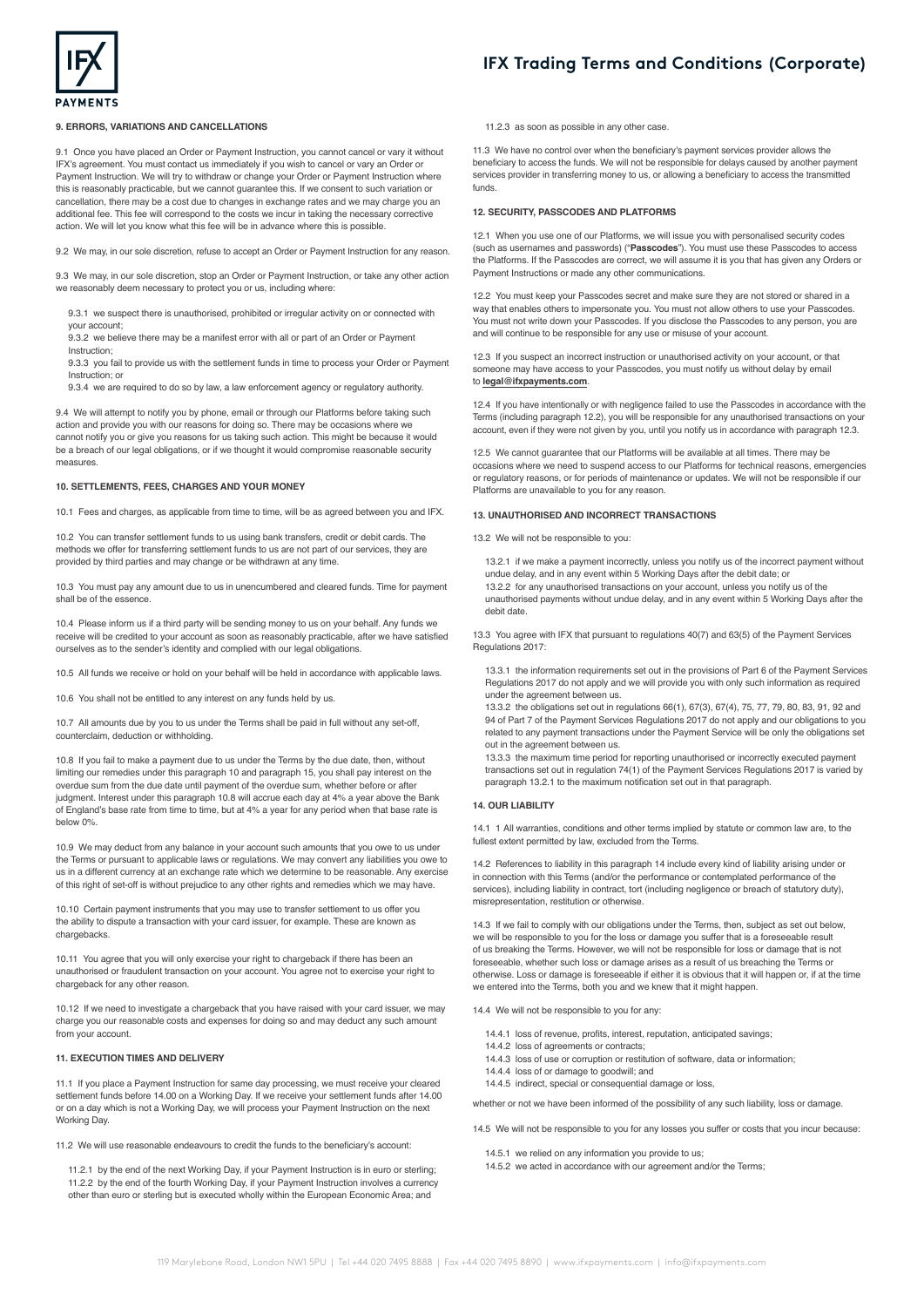## 9. ERRORS, VARIATIONS AND CANCELLATIONS

9.1 Once you have placed an Order or Payment Instruction, you cannot cancel or vary it without IFX's agreement. You must contact us immediately if you wish to cancel or vary an Order or Payment Instruction. We will try to withdraw or change your Order or Payment Instruction where this is reasonably practicable, but we cannot guarantee this. If we consent to such variation or cancellation, there may be a cost due to changes in exchange rates and we may charge you an additional fee. This fee will correspond to the costs we incur in taking the necessary corrective action. We will let you know what this fee will be in advance where this is possible.

9.2 We may, in our sole discretion, refuse to accept an Order or Payment Instruction for any reason.

9.3 We may, in our sole discretion, stop an Order or Payment Instruction, or take any other action we reasonably deem necessary to protect you or us, including where:

- 9.3.1 we suspect there is unauthorised, prohibited or irregular activity on or connected with your account;
- 9.3.2 we believe there may be a manifest error with all or part of an Order or Payment Instruction;
- 9.3.3 you fail to provide us with the settlement funds in time to process your Order or Payment Instruction; or
- 9.3.4 we are required to do so by law, a law enforcement agency or regulatory authority.

9.4 We will attempt to notify you by phone, email or through our Platforms before taking such action and provide you with our reasons for doing so. There may be occasions where we cannot notify you or give you reasons for us taking such action. This might be because it would be a breach of our legal obligations, or if we thought it would compromise reasonable security measures.

## 10. SETTLEMENTS, FEES, CHARGES AND YOUR MONEY

10.1 Fees and charges, as applicable from time to time, will be as agreed between you and IFX.

10.2 You can transfer settlement funds to us using bank transfers, credit or debit cards. The methods we offer for transferring settlement funds to us are not part of our services, they are provided by third parties and may change or be withdrawn at any time.

10.3 You must pay any amount due to us in unencumbered and cleared funds. Time for payment shall be of the essence.

10.4 Please inform us if a third party will be sending money to us on your behalf. Any funds we receive will be credited to your account as soon as reasonably practicable, after we have satisfied ourselves as to the sender's identity and complied with our legal obligations.

10.5 All funds we receive or hold on your behalf will be held in accordance with applicable laws.

10.6 You shall not be entitled to any interest on any funds held by us.

10.7 All amounts due by you to us under the Terms shall be paid in full without any set-off, counterclaim, deduction or withholding.

10.8 If you fail to make a payment due to us under the Terms by the due date, then, without limiting our remedies under this paragraph 10 and paragraph 15, you shall pay interest on the overdue sum from the due date until payment of the overdue sum, whether before or after judgment. Interest under this paragraph 10.8 will accrue each day at 4% a year above the Bank of England's base rate from time to time, but at 4% a year for any period when that base rate is below 0%.

10.9 We may deduct from any balance in your account such amounts that you owe to us under the Terms or pursuant to applicable laws or regulations. We may convert any liabilities you owe to us in a different currency at an exchange rate which we determine to be reasonable. Any exercise of this right of set-off is without prejudice to any other rights and remedies which we may have.

10.10 Certain payment instruments that you may use to transfer settlement to us offer you the ability to dispute a transaction with your card issuer, for example. These are known as chargebacks.

10.11 You agree that you will only exercise your right to chargeback if there has been an unauthorised or fraudulent transaction on your account. You agree not to exercise your right to chargeback for any other reason.

10.12 If we need to investigate a chargeback that you have raised with your card issuer, we may charge you our reasonable costs and expenses for doing so and may deduct any such amount from your account.

## 11. EXECUTION TIMES AND DELIVERY

11.1 If you place a Payment Instruction for same day processing, we must receive your cleared settlement funds before 14.00 on a Working Day. If we receive your settlement funds after 14.00 or on a day which is not a Working Day, we will process your Payment Instruction on the next Working Day.

11.2 We will use reasonable endeavours to credit the funds to the beneficiary's account:

- 11.2.1 by the end of the next Working Day, if your Payment Instruction is in euro or sterling;
- 11.2.2 by the end of the fourth Working Day, if your Payment Instruction involves a currency other than euro or sterling but is executed wholly within the European Economic Area; and
- 11.2.3 as soon as possible in any other case.

11.3 We have no control over when the beneficiary's payment services provider allows the beneficiary to access the funds. We will not be responsible for delays caused by another payment services provider in transferring money to us, or allowing a beneficiary to access the transmitted funds.

## 12. SECURITY, PASSCODES AND PLATFORMS

12.1 When you use one of our Platforms, we will issue you with personalised security codes (such as usernames and passwords) ("**Passcodes**"). You must use these Passcodes to access the Platforms. If the Passcodes are correct, we will assume it is you that has given any Orders or Payment Instructions or made any other communications.

12.2 You must keep your Passcodes secret and make sure they are not stored or shared in a way that enables others to impersonate you. You must not allow others to use your Passcodes. You must not write down your Passcodes. If you disclose the Passcodes to any person, you are and will continue to be responsible for any use or misuse of your account.

12.3 If you suspect an incorrect instruction or unauthorised activity on your account, or that someone may have access to your Passcodes, you must notify us without delay by email to **legal@ifxpayments.com**.

12.4 If you have intentionally or with negligence failed to use the Passcodes in accordance with the Terms (including paragraph 12.2), you will be responsible for any unauthorised transactions on your account, even if they were not given by you, until you notify us in accordance with paragraph 12.3.

12.5 We cannot guarantee that our Platforms will be available at all times. There may be occasions where we need to suspend access to our Platforms for technical reasons, emergencies or regulatory reasons, or for periods of maintenance or updates. We will not be responsible if our Platforms are unavailable to you for any reason.

## 13. UNAUTHORISED AND INCORRECT TRANSACTIONS

13.2 We will not be responsible to you:

- 13.2.1 if we make a payment incorrectly, unless you notify us of the incorrect payment without undue delay, and in any event within 5 Working Days after the debit date; or
- 13.2.2 for any unauthorised transactions on your account, unless you notify us of the unauthorised payments without undue delay, and in any event within 5 Working Days after the debit date.

13.3 You agree with IFX that pursuant to regulations 40(7) and 63(5) of the Payment Services Regulations 2017:

- 13.3.1 the information requirements set out in the provisions of Part 6 of the Payment Services Regulations 2017 do not apply and we will provide you with only such information as required under the agreement between us.
- 13.3.2 the obligations set out in regulations 66(1), 67(3), 67(4), 75, 77, 79, 80, 83, 91, 92 and 94 of Part 7 of the Payment Services Regulations 2017 do not apply and our obligations to you related to any payment transactions under the Payment Service will be only the obligations set out in the agreement between us.
- 13.3.3 the maximum time period for reporting unauthorised or incorrectly executed payment transactions set out in regulation 74(1) of the Payment Services Regulations 2017 is varied by paragraph 13.2.1 to the maximum notification set out in that paragraph.

## 14. OUR LIABILITY

14.1 1 All warranties, conditions and other terms implied by statute or common law are, to the fullest extent permitted by law, excluded from the Terms.

14.2 References to liability in this paragraph 14 include every kind of liability arising under or in connection with this Terms (and/or the performance or contemplated performance of the services), including liability in contract, tort (including negligence or breach of statutory duty), misrepresentation, restitution or otherwise.

14.3 If we fail to comply with our obligations under the Terms, then, subject as set out below, we will be responsible to you for the loss or damage you suffer that is a foreseeable result of us breaking the Terms. However, we will not be responsible for loss or damage that is not foreseeable, whether such loss or damage arises as a result of us breaching the Terms or otherwise. Loss or damage is foreseeable if either it is obvious that it will happen or, if at the time we entered into the Terms, both you and we knew that it might happen.

14.4 We will not be responsible to you for any:

- 14.4.1 loss of revenue, profits, interest, reputation, anticipated savings;
- 14.4.2 loss of agreements or contracts;
- 14.4.3 loss of use or corruption or restitution of software, data or information;
- 14.4.4 loss of or damage to goodwill; and
- 14.4.5 indirect, special or consequential damage or loss,

whether or not we have been informed of the possibility of any such liability, loss or damage.

14.5 We will not be responsible to you for any losses you suffer or costs that you incur because:

- 14.5.1 we relied on any information you provide to us;
- 14.5.2 we acted in accordance with our agreement and/or the Terms;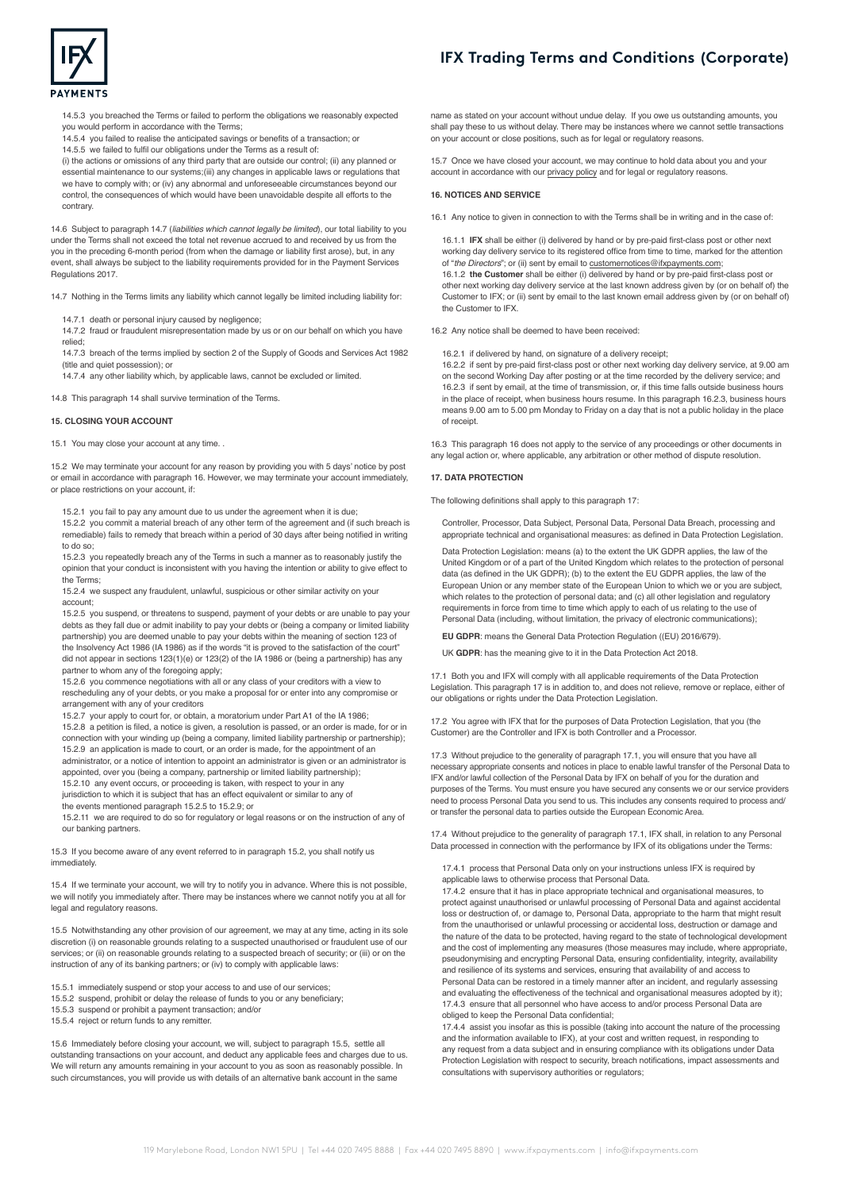14.5.3 you breached the Terms or failed to perform the obligations we reasonably expected you would perform in accordance with the Terms;

14.5.4 you failed to realise the anticipated savings or benefits of a transaction; or

14.5.5 we failed to fulfil our obligations under the Terms as a result of:

(i) the actions or omissions of any third party that are outside our control; (ii) any planned or essential maintenance to our systems;(iii) any changes in applicable laws or regulations that we have to comply with; or (iv) any abnormal and unforeseeable circumstances beyond our control, the consequences of which would have been unavoidable despite all efforts to the contrary.

14.6 Subject to paragraph 14.7 (*liabilities which cannot legally be limited*), our total liability to you under the Terms shall not exceed the total net revenue accrued to and received by us from the you in the preceding 6-month period (from when the damage or liability first arose), but, in any event, shall always be subject to the liability requirements provided for in the Payment Services Regulations 2017.

14.7 Nothing in the Terms limits any liability which cannot legally be limited including liability for:

14.7.1 death or personal injury caused by negligence;

14.7.2 fraud or fraudulent misrepresentation made by us or on our behalf on which you have relied;

14.7.3 breach of the terms implied by section 2 of the Supply of Goods and Services Act 1982 (title and quiet possession); or

14.7.4 any other liability which, by applicable laws, cannot be excluded or limited.

14.8 This paragraph 14 shall survive termination of the Terms.

**15. CLOSING YOUR ACCOUNT**

15.1 You may close your account at any time. .

15.2 We may terminate your account for any reason by providing you with 5 days' notice by post or email in accordance with paragraph 16. However, we may terminate your account immediately, or place restrictions on your account, if:

15.2.1 you fail to pay any amount due to us under the agreement when it is due;

15.2.2 you commit a material breach of any other term of the agreement and (if such breach is remediable) fails to remedy that breach within a period of 30 days after being notified in writing to do so;

15.2.3 you repeatedly breach any of the Terms in such a manner as to reasonably justify the opinion that your conduct is inconsistent with you having the intention or ability to give effect to the Terms;

15.2.4 we suspect any fraudulent, unlawful, suspicious or other similar activity on your account;

15.2.5 you suspend, or threatens to suspend, payment of your debts or are unable to pay your debts as they fall due or admit inability to pay your debts or (being a company or limited liability partnership) you are deemed unable to pay your debts within the meaning of section 123 of the Insolvency Act 1986 (IA 1986) as if the words "it is proved to the satisfaction of the court" did not appear in sections 123(1)(e) or 123(2) of the IA 1986 or (being a partnership) has any partner to whom any of the foregoing apply;

15.2.6 you commence negotiations with all or any class of your creditors with a view to rescheduling any of your debts, or you make a proposal for or enter into any compromise or arrangement with any of your creditors

15.2.7 your apply to court for, or obtain, a moratorium under Part A1 of the IA 1986;

15.2.8 a petition is filed, a notice is given, a resolution is passed, or an order is made, for or in connection with your winding up (being a company, limited liability partnership or partnership);

15.2.9 an application is made to court, or an order is made, for the appointment of an administrator, or a notice of intention to appoint an administrator is given or an administrator is appointed, over you (being a company, partnership or limited liability partnership);

15.2.10 any event occurs, or proceeding is taken, with respect to your in any jurisdiction to which it is subject that has an effect equivalent or similar to any of the events mentioned paragraph 15.2.5 to 15.2.9; or

15.2.11 we are required to do so for regulatory or legal reasons or on the instruction of any of our banking partners.

15.3 If you become aware of any event referred to in paragraph 15.2, you shall notify us immediately.

15.4 If we terminate your account, we will try to notify you in advance. Where this is not possible, we will notify you immediately after. There may be instances where we cannot notify you at all for legal and regulatory reasons.

15.5 Notwithstanding any other provision of our agreement, we may at any time, acting in its sole discretion (i) on reasonable grounds relating to a suspected unauthorised or fraudulent use of our services; or (ii) on reasonable grounds relating to a suspected breach of security; or (iii) or on the instruction of any of its banking partners; or (iv) to comply with applicable laws:

15.5.1 immediately suspend or stop your access to and use of our services;

15.5.2 suspend, prohibit or delay the release of funds to you or any beneficiary;

15.5.3 suspend or prohibit a payment transaction; and/or

15.5.4 reject or return funds to any remitter.

15.6 Immediately before closing your account, we will, subject to paragraph 15.5, settle all outstanding transactions on your account, and deduct any applicable fees and charges due to us. We will return any amounts remaining in your account to you as soon as reasonably possible. In such circumstances, you will provide us with details of an alternative bank account in the same name as stated on your account without undue delay. If you owe us outstanding amounts, you shall pay these to us without delay. There may be instances where we cannot settle transactions on your account or close positions, such as for legal or regulatory reasons.

15.7 Once we have closed your account, we may continue to hold data about you and your account in accordance with our privacy policy and for legal or regulatory reasons.

**16. NOTICES AND SERVICE**

16.1 Any notice to given in connection to the Terms shall be in writing and in the case of:

16.1.1 **IFX** shall be either (i) delivered by hand or by pre-paid first-class post or other next working day delivery service to its registered office from time to time, marked for the attention of "*the Directors*"; or (ii) sent by email to customernotices@ifxpayments.com;

16.1.2 **the Customer** shall be either (i) delivered by hand or by pre-paid first-class post or other next working day delivery service at the last known address given by (or on behalf of) the Customer to IFX; or (ii) sent by email to the last known email address given by (or on behalf of) the Customer to IFX.

16.2 Any notice shall be deemed to have been received:

16.2.1 if delivered by hand, on signature of a delivery receipt;

16.2.2 if sent by pre-paid first-class post or other next working day delivery service, at 9.00 am on the second Working Day after posting or at the time recorded by the delivery service; and

16.2.3 if sent by email, at the time of transmission, or, if this time falls outside business hours in the place of receipt, when business hours resume. In this paragraph 16.2.3, business hours means 9.00 am to 5.00 pm Monday to Friday on a day that is not a public holiday in the place of receipt.

16.3 This paragraph 16 does not apply to the service of any proceedings or other documents in any legal action or, where applicable, any arbitration or other method of dispute resolution.

**17. DATA PROTECTION**

The following definitions shall apply to this paragraph 17:

Controller, Processor, Data Subject, Personal Data, Personal Data Breach, processing and appropriate technical and organisational measures: as defined in Data Protection Legislation.

Data Protection Legislation: means (a) to the extent the UK GDPR applies, the law of the United Kingdom or of a part of the United Kingdom which relates to the protection of personal data (as defined in the UK GDPR); (b) to the extent the EU GDPR applies, the law of the European Union or any member state of the European Union to which we or you are subject, which relates to the protection of personal data; and (c) all other legislation and regulatory requirements in force from time to time which apply to each of us relating to the use of Personal Data (including, without limitation, the privacy of electronic communications);

**EU GDPR**: means the General Data Protection Regulation ((EU) 2016/679).

UK **GDPR**: has the meaning give to it in the Data Protection Act 2018.

17.1 Both you and IFX will comply with all applicable requirements of the Data Protection Legislation. This paragraph 17 is in addition to, and does not relieve, remove or replace, either of our obligations or rights under the Data Protection Legislation.

17.2 You agree with IFX that for the purposes of Data Protection Legislation, that you (the Customer) are the Controller and IFX is both Controller and a Processor.

17.3 Without prejudice to the generality of paragraph 17.1, you will ensure that you have all necessary appropriate consents and notices in place to enable lawful transfer of the Personal Data to IFX and/or lawful collection of the Personal Data by IFX on behalf of you for the duration and purposes of the Terms. You must ensure you have secured any consents we or our service providers need to process Personal Data you send to us. This includes any consents required to process and/ or transfer the personal data to parties outside the European Economic Area.

17.4 Without prejudice to the generality of paragraph 17.1, IFX shall, in relation to any Personal Data processed in connection with the performance by IFX of its obligations under the Terms:

17.4.1 process that Personal Data only on your instructions unless IFX is required by applicable laws to otherwise process that Personal Data.

17.4.2 ensure that it has in place appropriate technical and organisational measures, to protect against unauthorised or unlawful processing of Personal Data and against accidental loss or destruction of, or damage to, Personal Data, appropriate to the harm that might result from the unauthorised or unlawful processing or accidental loss, destruction or damage and the nature of the data to be protected, having regard to the state of technological development and the cost of implementing any measures (those measures may include, where appropriate, pseudonymising and encrypting Personal Data, ensuring confidentiality, integrity, availability and resilience of its systems and services, ensuring that availability of and access to Personal Data can be restored in a timely manner after an incident, and regularly assessing and evaluating the effectiveness of the technical and organisational measures adopted by it);

17.4.3 ensure that all personnel who have access to and/or process Personal Data are obliged to keep the Personal Data confidential;

17.4.4 assist you insofar as this is possible (taking into account the nature of the processing and the information available to IFX), at your cost and written request, in responding to any request from a data subject and in ensuring compliance with its obligations under Data Protection Legislation with respect to security, breach notifications, impact assessments and consultations with supervisory authorities or regulators;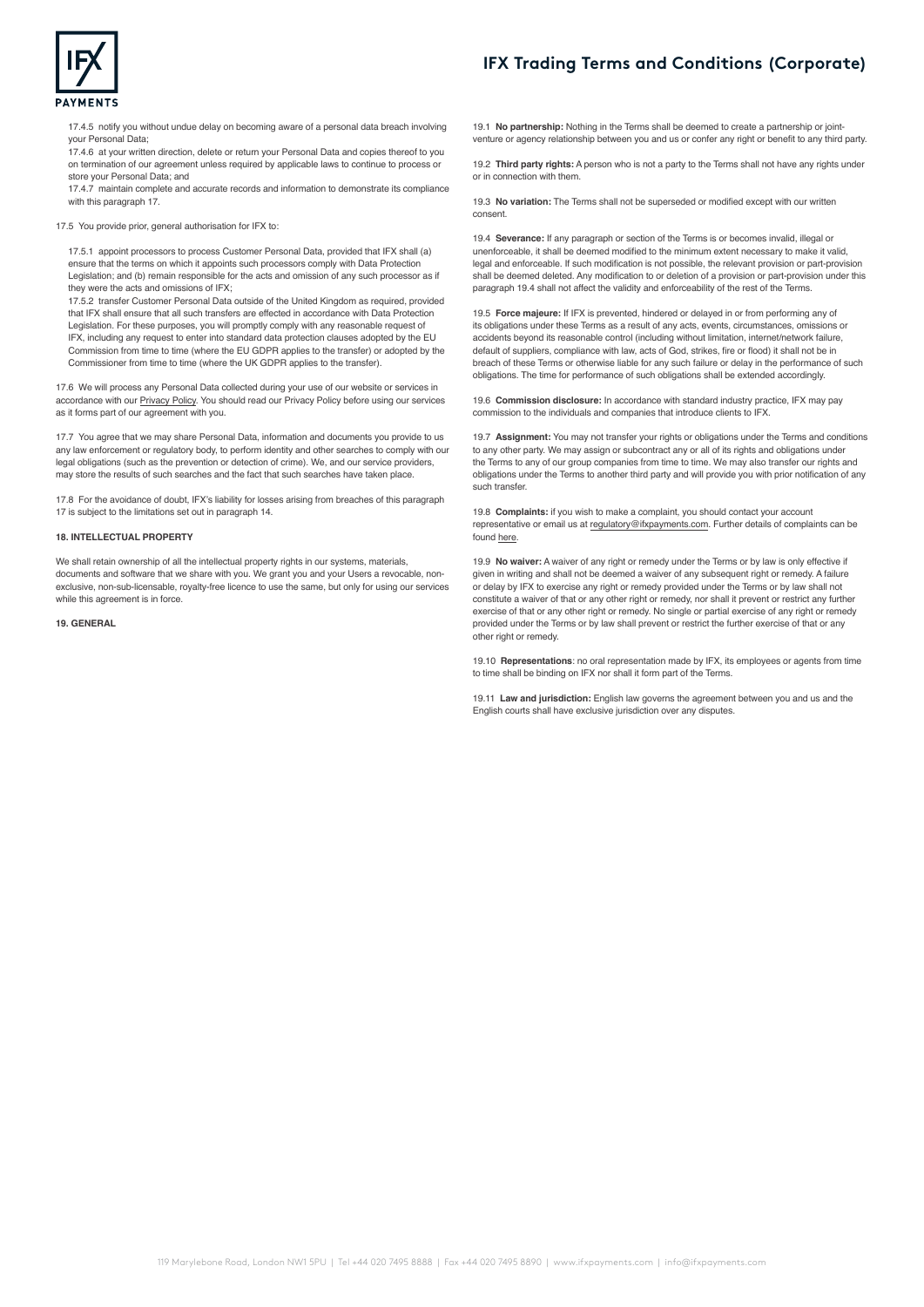17.4.5 notify you without undue delay on becoming aware of a personal data breach involving your Personal Data;

17.4.6 at your written direction, delete or return your Personal Data and copies thereof to you on termination of our agreement unless required by applicable laws to continue to process or store your Personal Data; and

17.4.7 maintain complete and accurate records and information to demonstrate its compliance with this paragraph 17.

17.5 You provide prior, general authorisation for IFX to:

17.5.1 appoint processors to process Customer Personal Data, provided that IFX shall (a) ensure that the terms on which it appoints such processors comply with Data Protection Legislation; and (b) remain responsible for the acts and omission of any such processor as if they were the acts and omissions of IFX;

17.5.2 transfer Customer Personal Data outside of the United Kingdom as required, provided that IFX shall ensure that all such transfers are effected in accordance with Data Protection Legislation. For these purposes, you will promptly comply with any reasonable request of IFX, including any request to enter into standard data protection clauses adopted by the EU Commission from time to time (where the EU GDPR applies to the transfer) or adopted by the Commissioner from time to time (where the UK GDPR applies to the transfer).

17.6 We will process any Personal Data collected during your use of our website or services in accordance with our Privacy Policy. You should read our Privacy Policy before using our services as it forms part of our agreement with you.

17.7 You agree that we may share Personal Data, information and documents you provide to us any law enforcement or regulatory body, to perform identity and other searches to comply with our legal obligations (such as the prevention or detection of crime). We, and our service providers, may store the results of such searches and the fact that such searches have taken place.

17.8 For the avoidance of doubt, IFX's liability for losses arising from breaches of this paragraph 17 is subject to the limitations set out in paragraph 14.

### 18. INTELLECTUAL PROPERTY

We shall retain ownership of all the intellectual property rights in our systems, materials, documents and software that we share with you. We grant you and your Users a revocable, non-exclusive, non-sub-licensable, royalty-free licence to use the same, but only for using our services while this agreement is in force.

### 19. GENERAL

19.1 **No partnership:** Nothing in the Terms shall be deemed to create a partnership or joint-venture or agency relationship between you and us or confer any right or benefit to any third party.

19.2 **Third party rights:** A person who is not a party to the Terms shall not have any rights under or in connection with them.

19.3 **No variation:** The Terms shall not be superseded or modified except with our written consent.

19.4 **Severance:** If any paragraph or section of the Terms is or becomes invalid, illegal or unenforceable, it shall be deemed modified to the minimum extent necessary to make it valid, legal and enforceable. If such modification is not possible, the relevant provision or part-provision shall be deemed deleted. Any modification to or deletion of a provision or part-provision under this paragraph 19.4 shall not affect the validity and enforceability of the rest of the Terms.

19.5 **Force majeure:** If IFX is prevented, hindered or delayed in or from performing any of its obligations under these Terms as a result of any acts, events, circumstances, omissions or accidents beyond its reasonable control (including without limitation, internet/network failure, default of suppliers, compliance with law, acts of God, strikes, fire or flood) it shall not be in breach of these Terms or otherwise liable for any such failure or delay in the performance of such obligations. The time for performance of such obligations shall be extended accordingly.

19.6 **Commission disclosure:** In accordance with standard industry practice, IFX may pay commission to the individuals and companies that introduce clients to IFX.

19.7 **Assignment:** You may not transfer your rights or obligations under the Terms and conditions to any other party. We may assign or subcontract any or all of its rights and obligations under the Terms to any of our group companies from time to time. We may also transfer our rights and obligations under the Terms to another third party and will provide you with prior notification of any such transfer.

19.8 **Complaints:** if you wish to make a complaint, you should contact your account representative or email us at regulatory@ifxpayments.com. Further details of complaints can be found here.

19.9 **No waiver:** A waiver of any right or remedy under the Terms or by law is only effective if given in writing and shall not be deemed a waiver of any subsequent right or remedy. A failure or delay by IFX to exercise any right or remedy provided under the Terms or by law shall not constitute a waiver of that or any other right or remedy, nor shall it prevent or restrict any further exercise of that or any other right or remedy. No single or partial exercise of any right or remedy provided under the Terms or by law shall prevent or restrict the further exercise of that or any other right or remedy.

19.10 **Representations**: no oral representation made by IFX, its employees or agents from time to time shall be binding on IFX nor shall it form part of the Terms.

19.11 **Law and jurisdiction:** English law governs the agreement between you and us and the English courts shall have exclusive jurisdiction over any disputes.